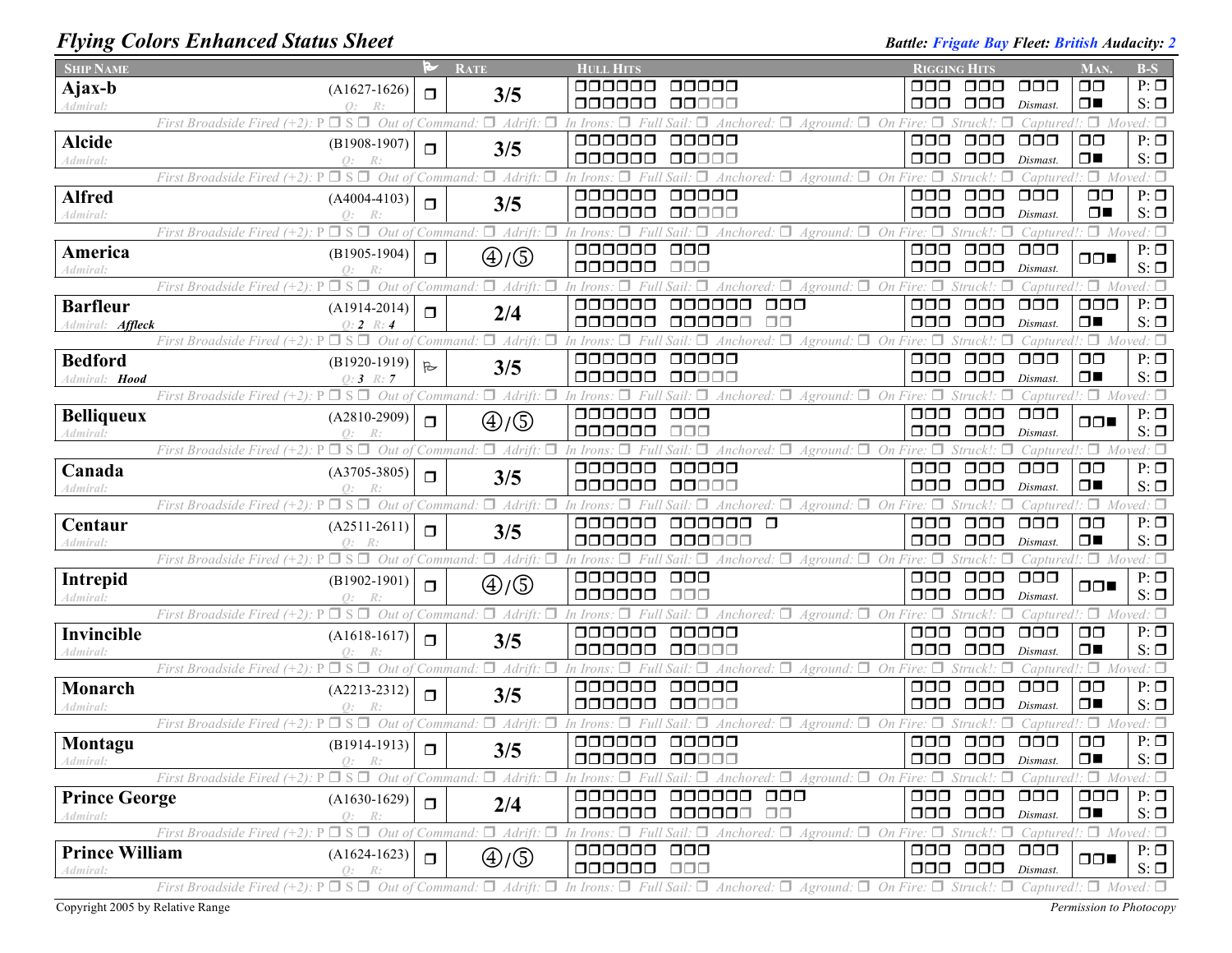# Flying Colors Enhanced Status Sheet

**Battle:** Frigate Bay **Fleet:** British **Audacity:** 2

| Ship Name | | Flag | Rate | Hull Hits | Rigging Hits | Man. | B-S |
|---|---|---|---|---|---|---|---|
| **Ajax-b** Admiral: | (A1627-1626) Q: R: | ❐ | 3/5 | ❐❐❐❐❐❐ ❐❐❐❐❐ / ❐❐❐❐❐❐ ❐❐❐❐❐ | ❐❐❐ ❐❐❐ ❐❐❐ / ❐❐❐ ❐❐❐ Dismast. | ❐❐ / ❐■ | P: ❐ S: ❐ |
| **Alcide** Admiral: | (B1908-1907) Q: R: | ❐ | 3/5 | ❐❐❐❐❐❐ ❐❐❐❐❐ / ❐❐❐❐❐❐ ❐❐❐❐❐ | ❐❐❐ ❐❐❐ ❐❐❐ / ❐❐❐ ❐❐❐ Dismast. | ❐❐ / ❐■ | P: ❐ S: ❐ |
| **Alfred** Admiral: | (A4004-4103) Q: R: | ❐ | 3/5 | ❐❐❐❐❐❐ ❐❐❐❐❐ / ❐❐❐❐❐❐ ❐❐❐❐❐ | ❐❐❐ ❐❐❐ ❐❐❐ / ❐❐❐ ❐❐❐ Dismast. | ❐❐ / ❐■ | P: ❐ S: ❐ |
| **America** Admiral: | (B1905-1904) Q: R: | ❐ | ④/⑤ | ❐❐❐❐❐❐ ❐❐❐ / ❐❐❐❐❐❐ ❐❐❐ | ❐❐❐ ❐❐❐ ❐❐❐ / ❐❐❐ ❐❐❐ Dismast. | ❐❐■ | P: ❐ S: ❐ |
| **Barfleur** Admiral: *Affleck* | (A1914-2014) Q: 2 R: 4 | ❐ | 2/4 | ❐❐❐❐❐❐ ❐❐❐❐❐❐ ❐❐❐ / ❐❐❐❐❐❐ ❐❐❐❐❐❐ ❐❐ | ❐❐❐ ❐❐❐ ❐❐❐ / ❐❐❐ ❐❐❐ Dismast. | ❐❐❐ / ❐■ | P: ❐ S: ❐ |
| **Bedford** Admiral: *Hood* | (B1920-1919) Q: 3 R: 7 | ⚑ | 3/5 | ❐❐❐❐❐❐ ❐❐❐❐❐ / ❐❐❐❐❐❐ ❐❐❐❐❐ | ❐❐❐ ❐❐❐ ❐❐❐ / ❐❐❐ ❐❐❐ Dismast. | ❐❐ / ❐■ | P: ❐ S: ❐ |
| **Belliqueux** Admiral: | (A2810-2909) Q: R: | ❐ | ④/⑤ | ❐❐❐❐❐❐ ❐❐❐ / ❐❐❐❐❐❐ ❐❐❐ | ❐❐❐ ❐❐❐ ❐❐❐ / ❐❐❐ ❐❐❐ Dismast. | ❐❐■ | P: ❐ S: ❐ |
| **Canada** Admiral: | (A3705-3805) Q: R: | ❐ | 3/5 | ❐❐❐❐❐❐ ❐❐❐❐❐ / ❐❐❐❐❐❐ ❐❐❐❐❐ | ❐❐❐ ❐❐❐ ❐❐❐ / ❐❐❐ ❐❐❐ Dismast. | ❐❐ / ❐■ | P: ❐ S: ❐ |
| **Centaur** Admiral: | (A2511-2611) Q: R: | ❐ | 3/5 | ❐❐❐❐❐❐ ❐❐❐❐❐❐ ❐ / ❐❐❐❐❐❐ ❐❐❐❐❐❐ | ❐❐❐ ❐❐❐ ❐❐❐ / ❐❐❐ ❐❐❐ Dismast. | ❐❐ / ❐■ | P: ❐ S: ❐ |
| **Intrepid** Admiral: | (B1902-1901) Q: R: | ❐ | ④/⑤ | ❐❐❐❐❐❐ ❐❐❐ / ❐❐❐❐❐❐ ❐❐❐ | ❐❐❐ ❐❐❐ ❐❐❐ / ❐❐❐ ❐❐❐ Dismast. | ❐❐■ | P: ❐ S: ❐ |
| **Invincible** Admiral: | (A1618-1617) Q: R: | ❐ | 3/5 | ❐❐❐❐❐❐ ❐❐❐❐❐ / ❐❐❐❐❐❐ ❐❐❐❐❐ | ❐❐❐ ❐❐❐ ❐❐❐ / ❐❐❐ ❐❐❐ Dismast. | ❐❐ / ❐■ | P: ❐ S: ❐ |
| **Monarch** Admiral: | (A2213-2312) Q: R: | ❐ | 3/5 | ❐❐❐❐❐❐ ❐❐❐❐❐ / ❐❐❐❐❐❐ ❐❐❐❐❐ | ❐❐❐ ❐❐❐ ❐❐❐ / ❐❐❐ ❐❐❐ Dismast. | ❐❐ / ❐■ | P: ❐ S: ❐ |
| **Montagu** Admiral: | (B1914-1913) Q: R: | ❐ | 3/5 | ❐❐❐❐❐❐ ❐❐❐❐❐ / ❐❐❐❐❐❐ ❐❐❐❐❐ | ❐❐❐ ❐❐❐ ❐❐❐ / ❐❐❐ ❐❐❐ Dismast. | ❐❐ / ❐■ | P: ❐ S: ❐ |
| **Prince George** Admiral: | (A1630-1629) Q: R: | ❐ | 2/4 | ❐❐❐❐❐❐ ❐❐❐❐❐❐ ❐❐❐ / ❐❐❐❐❐❐ ❐❐❐❐❐❐ ❐❐ | ❐❐❐ ❐❐❐ ❐❐❐ / ❐❐❐ ❐❐❐ Dismast. | ❐❐❐ / ❐■ | P: ❐ S: ❐ |
| **Prince William** Admiral: | (A1624-1623) Q: R: | ❐ | ④/⑤ | ❐❐❐❐❐❐ ❐❐❐ / ❐❐❐❐❐❐ ❐❐❐ | ❐❐❐ ❐❐❐ ❐❐❐ / ❐❐❐ ❐❐❐ Dismast. | ❐❐■ | P: ❐ S: ❐ |

Each ship row is followed by: *First Broadside Fired (+2): P ❐ S ❐ Out of Command: ❐ Adrift: ❐ In Irons: ❐ Full Sail: ❐ Anchored: ❐ Aground: ❐ On Fire: ❐ Struck!: ❐ Captured!: ❐ Moved: ❐*

Copyright 2005 by Relative Range — Permission to Photocopy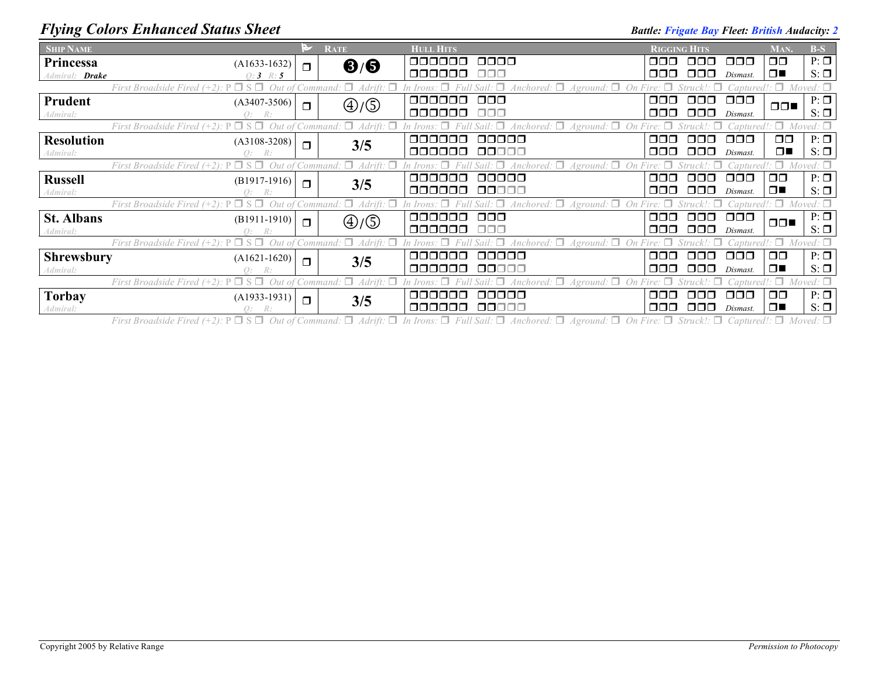# Flying Colors Enhanced Status Sheet

**Battle:** Frigate Bay **Fleet:** British **Audacity:** 2

| Ship Name | | Flag | Rate | Hull Hits | Rigging Hits | Man. | B-S |
|---|---|---|---|---|---|---|---|
| **Princessa** (A1633-1632) Admiral: *Drake* | Q: 3 R: 5 | ❐ | ❸/❺ | ❐❐❐❐❐❐ ❐❐❐❐ / ❐❐❐❐❐❐ ❐❐❐ | ❐❐❐ ❐❐❐ ❐❐❐ / ❐❐❐ ❐❐❐ Dismast. | ❐❐ / ❐■ | P: ❐ S: ❐ |
| *First Broadside Fired (+2): P ❐ S ❐ Out of Command: ❐ Adrift: ❐ In Irons: ❐ Full Sail: ❐ Anchored: ❐ Aground: ❐ On Fire: ❐ Struck!: ❐ Captured!: ❐ Moved: ❐* | | | | | | | |
| **Prudent** (A3407-3506) Admiral: | Q: R: | ❐ | ④/⑤ | ❐❐❐❐❐❐ ❐❐❐ / ❐❐❐❐❐❐ ❐❐❐ | ❐❐❐ ❐❐❐ ❐❐❐ / ❐❐❐ ❐❐❐ Dismast. | ❐❐■ | P: ❐ S: ❐ |
| *First Broadside Fired (+2): P ❐ S ❐ Out of Command: ❐ Adrift: ❐ In Irons: ❐ Full Sail: ❐ Anchored: ❐ Aground: ❐ On Fire: ❐ Struck!: ❐ Captured!: ❐ Moved: ❐* | | | | | | | |
| **Resolution** (A3108-3208) Admiral: | Q: R: | ❐ | 3/5 | ❐❐❐❐❐❐ ❐❐❐❐❐ / ❐❐❐❐❐❐ ❐❐❐❐❐ | ❐❐❐ ❐❐❐ ❐❐❐ / ❐❐❐ ❐❐❐ Dismast. | ❐❐ / ❐■ | P: ❐ S: ❐ |
| *First Broadside Fired (+2): P ❐ S ❐ Out of Command: ❐ Adrift: ❐ In Irons: ❐ Full Sail: ❐ Anchored: ❐ Aground: ❐ On Fire: ❐ Struck!: ❐ Captured!: ❐ Moved: ❐* | | | | | | | |
| **Russell** (B1917-1916) Admiral: | Q: R: | ❐ | 3/5 | ❐❐❐❐❐❐ ❐❐❐❐❐ / ❐❐❐❐❐❐ ❐❐❐❐❐ | ❐❐❐ ❐❐❐ ❐❐❐ / ❐❐❐ ❐❐❐ Dismast. | ❐❐ / ❐■ | P: ❐ S: ❐ |
| *First Broadside Fired (+2): P ❐ S ❐ Out of Command: ❐ Adrift: ❐ In Irons: ❐ Full Sail: ❐ Anchored: ❐ Aground: ❐ On Fire: ❐ Struck!: ❐ Captured!: ❐ Moved: ❐* | | | | | | | |
| **St. Albans** (B1911-1910) Admiral: | Q: R: | ❐ | ④/⑤ | ❐❐❐❐❐❐ ❐❐❐ / ❐❐❐❐❐❐ ❐❐❐ | ❐❐❐ ❐❐❐ ❐❐❐ / ❐❐❐ ❐❐❐ Dismast. | ❐❐■ | P: ❐ S: ❐ |
| *First Broadside Fired (+2): P ❐ S ❐ Out of Command: ❐ Adrift: ❐ In Irons: ❐ Full Sail: ❐ Anchored: ❐ Aground: ❐ On Fire: ❐ Struck!: ❐ Captured!: ❐ Moved: ❐* | | | | | | | |
| **Shrewsbury** (A1621-1620) Admiral: | Q: R: | ❐ | 3/5 | ❐❐❐❐❐❐ ❐❐❐❐❐ / ❐❐❐❐❐❐ ❐❐❐❐❐ | ❐❐❐ ❐❐❐ ❐❐❐ / ❐❐❐ ❐❐❐ Dismast. | ❐❐ / ❐■ | P: ❐ S: ❐ |
| *First Broadside Fired (+2): P ❐ S ❐ Out of Command: ❐ Adrift: ❐ In Irons: ❐ Full Sail: ❐ Anchored: ❐ Aground: ❐ On Fire: ❐ Struck!: ❐ Captured!: ❐ Moved: ❐* | | | | | | | |
| **Torbay** (A1933-1931) Admiral: | Q: R: | ❐ | 3/5 | ❐❐❐❐❐❐ ❐❐❐❐❐ / ❐❐❐❐❐❐ ❐❐❐❐❐ | ❐❐❐ ❐❐❐ ❐❐❐ / ❐❐❐ ❐❐❐ Dismast. | ❐❐ / ❐■ | P: ❐ S: ❐ |
| *First Broadside Fired (+2): P ❐ S ❐ Out of Command: ❐ Adrift: ❐ In Irons: ❐ Full Sail: ❐ Anchored: ❐ Aground: ❐ On Fire: ❐ Struck!: ❐ Captured!: ❐ Moved: ❐* | | | | | | | |

Copyright 2005 by Relative Range

*Permission to Photocopy*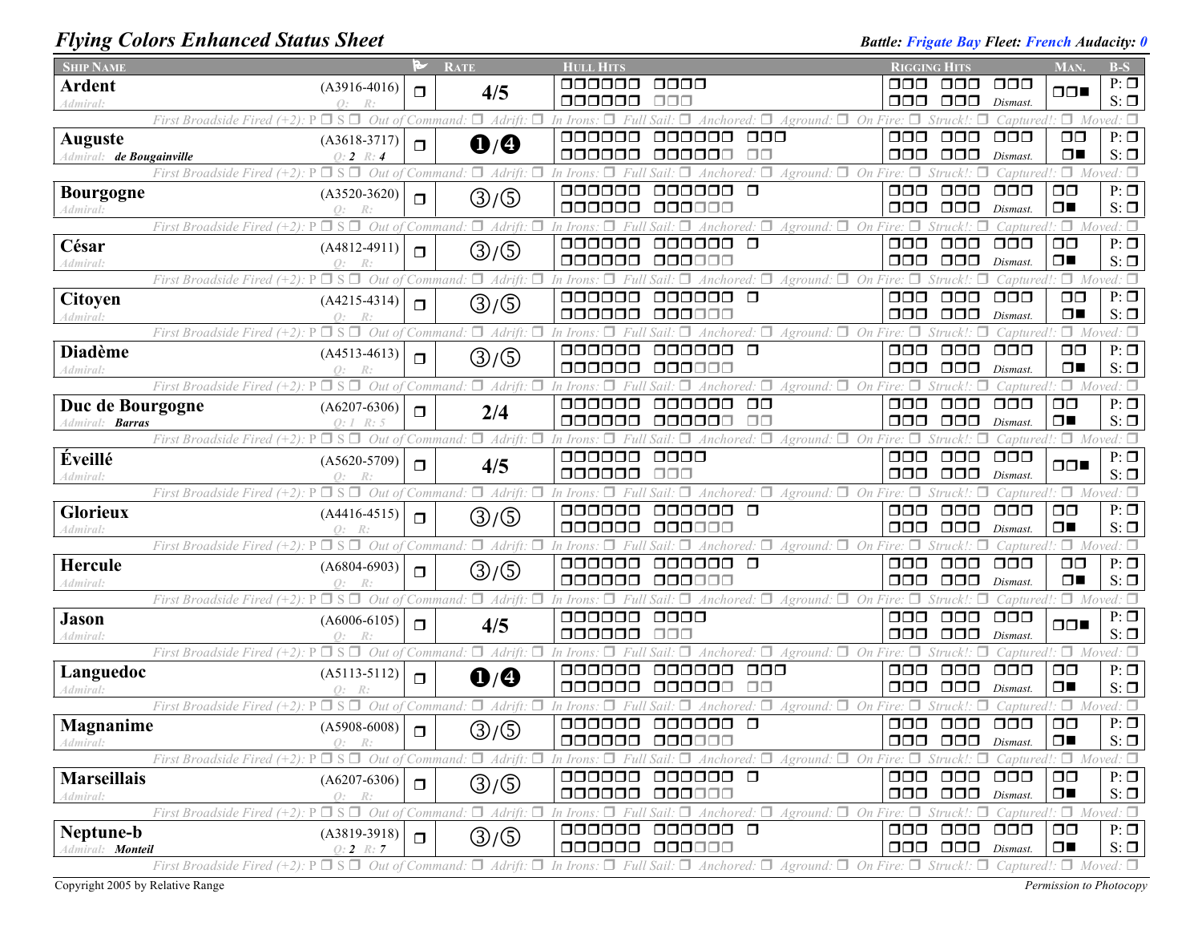# Flying Colors Enhanced Status Sheet

**Battle:** Frigate Bay **Fleet:** French **Audacity:** 0

| Ship Name | | Flag | Rate | Hull Hits | Rigging Hits | Man. | B-S |
|---|---|---|---|---|---|---|---|
| **Ardent** <br> Admiral: | (A3916-4016) <br> Q: R: | ❐ | 4/5 | ❐❐❐❐❐❐ ❐❐❐❐ <br> ❐❐❐❐❐❐ ❐❐❐ | ❐❐❐ ❐❐❐ ❐❐❐ <br> ❐❐❐ ❐❐❐ Dismast. | ❐❐■ | P: ❐ <br> S: ❐ |
| First Broadside Fired (+2): P ❐ S ❐ Out of Command: ❐ Adrift: ❐ In Irons: ❐ Full Sail: ❐ Anchored: ❐ Aground: ❐ On Fire: ❐ Struck!: ❐ Captured!: ❐ Moved: ❐ | | | | | | | |
| **Auguste** <br> Admiral: de Bougainville | (A3618-3717) <br> Q: 2 R: 4 | ❐ | ❶/❹ | ❐❐❐❐❐❐ ❐❐❐❐❐❐ ❐❐❐ <br> ❐❐❐❐❐❐ ❐❐❐❐❐❐ ❐❐ | ❐❐❐ ❐❐❐ ❐❐❐ <br> ❐❐❐ ❐❐❐ Dismast. | ❐❐ <br> ❐■ | P: ❐ <br> S: ❐ |
| First Broadside Fired (+2): P ❐ S ❐ Out of Command: ❐ Adrift: ❐ In Irons: ❐ Full Sail: ❐ Anchored: ❐ Aground: ❐ On Fire: ❐ Struck!: ❐ Captured!: ❐ Moved: ❐ | | | | | | | |
| **Bourgogne** <br> Admiral: | (A3520-3620) <br> Q: R: | ❐ | ③/⑤ | ❐❐❐❐❐❐ ❐❐❐❐❐❐ ❐ <br> ❐❐❐❐❐❐ ❐❐❐❐❐❐ | ❐❐❐ ❐❐❐ ❐❐❐ <br> ❐❐❐ ❐❐❐ Dismast. | ❐❐ <br> ❐■ | P: ❐ <br> S: ❐ |
| First Broadside Fired (+2): P ❐ S ❐ Out of Command: ❐ Adrift: ❐ In Irons: ❐ Full Sail: ❐ Anchored: ❐ Aground: ❐ On Fire: ❐ Struck!: ❐ Captured!: ❐ Moved: ❐ | | | | | | | |
| **César** <br> Admiral: | (A4812-4911) <br> Q: R: | ❐ | ③/⑤ | ❐❐❐❐❐❐ ❐❐❐❐❐❐ ❐ <br> ❐❐❐❐❐❐ ❐❐❐❐❐❐ | ❐❐❐ ❐❐❐ ❐❐❐ <br> ❐❐❐ ❐❐❐ Dismast. | ❐❐ <br> ❐■ | P: ❐ <br> S: ❐ |
| First Broadside Fired (+2): P ❐ S ❐ Out of Command: ❐ Adrift: ❐ In Irons: ❐ Full Sail: ❐ Anchored: ❐ Aground: ❐ On Fire: ❐ Struck!: ❐ Captured!: ❐ Moved: ❐ | | | | | | | |
| **Citoyen** <br> Admiral: | (A4215-4314) <br> Q: R: | ❐ | ③/⑤ | ❐❐❐❐❐❐ ❐❐❐❐❐❐ ❐ <br> ❐❐❐❐❐❐ ❐❐❐❐❐❐ | ❐❐❐ ❐❐❐ ❐❐❐ <br> ❐❐❐ ❐❐❐ Dismast. | ❐❐ <br> ❐■ | P: ❐ <br> S: ❐ |
| First Broadside Fired (+2): P ❐ S ❐ Out of Command: ❐ Adrift: ❐ In Irons: ❐ Full Sail: ❐ Anchored: ❐ Aground: ❐ On Fire: ❐ Struck!: ❐ Captured!: ❐ Moved: ❐ | | | | | | | |
| **Diadème** <br> Admiral: | (A4513-4613) <br> Q: R: | ❐ | ③/⑤ | ❐❐❐❐❐❐ ❐❐❐❐❐❐ ❐ <br> ❐❐❐❐❐❐ ❐❐❐❐❐❐ | ❐❐❐ ❐❐❐ ❐❐❐ <br> ❐❐❐ ❐❐❐ Dismast. | ❐❐ <br> ❐■ | P: ❐ <br> S: ❐ |
| First Broadside Fired (+2): P ❐ S ❐ Out of Command: ❐ Adrift: ❐ In Irons: ❐ Full Sail: ❐ Anchored: ❐ Aground: ❐ On Fire: ❐ Struck!: ❐ Captured!: ❐ Moved: ❐ | | | | | | | |
| **Duc de Bourgogne** <br> Admiral: Barras | (A6207-6306) <br> Q: 1 R: 5 | ❐ | 2/4 | ❐❐❐❐❐❐ ❐❐❐❐❐❐ ❐❐ <br> ❐❐❐❐❐❐ ❐❐❐❐❐❐ ❐❐ | ❐❐❐ ❐❐❐ ❐❐❐ <br> ❐❐❐ ❐❐❐ Dismast. | ❐❐ <br> ❐■ | P: ❐ <br> S: ❐ |
| First Broadside Fired (+2): P ❐ S ❐ Out of Command: ❐ Adrift: ❐ In Irons: ❐ Full Sail: ❐ Anchored: ❐ Aground: ❐ On Fire: ❐ Struck!: ❐ Captured!: ❐ Moved: ❐ | | | | | | | |
| **Éveillé** <br> Admiral: | (A5620-5709) <br> Q: R: | ❐ | 4/5 | ❐❐❐❐❐❐ ❐❐❐❐ <br> ❐❐❐❐❐❐ ❐❐❐ | ❐❐❐ ❐❐❐ ❐❐❐ <br> ❐❐❐ ❐❐❐ Dismast. | ❐❐■ | P: ❐ <br> S: ❐ |
| First Broadside Fired (+2): P ❐ S ❐ Out of Command: ❐ Adrift: ❐ In Irons: ❐ Full Sail: ❐ Anchored: ❐ Aground: ❐ On Fire: ❐ Struck!: ❐ Captured!: ❐ Moved: ❐ | | | | | | | |
| **Glorieux** <br> Admiral: | (A4416-4515) <br> Q: R: | ❐ | ③/⑤ | ❐❐❐❐❐❐ ❐❐❐❐❐❐ ❐ <br> ❐❐❐❐❐❐ ❐❐❐❐❐❐ | ❐❐❐ ❐❐❐ ❐❐❐ <br> ❐❐❐ ❐❐❐ Dismast. | ❐❐ <br> ❐■ | P: ❐ <br> S: ❐ |
| First Broadside Fired (+2): P ❐ S ❐ Out of Command: ❐ Adrift: ❐ In Irons: ❐ Full Sail: ❐ Anchored: ❐ Aground: ❐ On Fire: ❐ Struck!: ❐ Captured!: ❐ Moved: ❐ | | | | | | | |
| **Hercule** <br> Admiral: | (A6804-6903) <br> Q: R: | ❐ | ③/⑤ | ❐❐❐❐❐❐ ❐❐❐❐❐❐ ❐ <br> ❐❐❐❐❐❐ ❐❐❐❐❐❐ | ❐❐❐ ❐❐❐ ❐❐❐ <br> ❐❐❐ ❐❐❐ Dismast. | ❐❐ <br> ❐■ | P: ❐ <br> S: ❐ |
| First Broadside Fired (+2): P ❐ S ❐ Out of Command: ❐ Adrift: ❐ In Irons: ❐ Full Sail: ❐ Anchored: ❐ Aground: ❐ On Fire: ❐ Struck!: ❐ Captured!: ❐ Moved: ❐ | | | | | | | |
| **Jason** <br> Admiral: | (A6006-6105) <br> Q: R: | ❐ | 4/5 | ❐❐❐❐❐❐ ❐❐❐❐ <br> ❐❐❐❐❐❐ ❐❐❐ | ❐❐❐ ❐❐❐ ❐❐❐ <br> ❐❐❐ ❐❐❐ Dismast. | ❐❐■ | P: ❐ <br> S: ❐ |
| First Broadside Fired (+2): P ❐ S ❐ Out of Command: ❐ Adrift: ❐ In Irons: ❐ Full Sail: ❐ Anchored: ❐ Aground: ❐ On Fire: ❐ Struck!: ❐ Captured!: ❐ Moved: ❐ | | | | | | | |
| **Languedoc** <br> Admiral: | (A5113-5112) <br> Q: R: | ❐ | ❶/❹ | ❐❐❐❐❐❐ ❐❐❐❐❐❐ ❐❐❐ <br> ❐❐❐❐❐❐ ❐❐❐❐❐❐ ❐❐ | ❐❐❐ ❐❐❐ ❐❐❐ <br> ❐❐❐ ❐❐❐ Dismast. | ❐❐ <br> ❐■ | P: ❐ <br> S: ❐ |
| First Broadside Fired (+2): P ❐ S ❐ Out of Command: ❐ Adrift: ❐ In Irons: ❐ Full Sail: ❐ Anchored: ❐ Aground: ❐ On Fire: ❐ Struck!: ❐ Captured!: ❐ Moved: ❐ | | | | | | | |
| **Magnanime** <br> Admiral: | (A5908-6008) <br> Q: R: | ❐ | ③/⑤ | ❐❐❐❐❐❐ ❐❐❐❐❐❐ ❐ <br> ❐❐❐❐❐❐ ❐❐❐❐❐❐ | ❐❐❐ ❐❐❐ ❐❐❐ <br> ❐❐❐ ❐❐❐ Dismast. | ❐❐ <br> ❐■ | P: ❐ <br> S: ❐ |
| First Broadside Fired (+2): P ❐ S ❐ Out of Command: ❐ Adrift: ❐ In Irons: ❐ Full Sail: ❐ Anchored: ❐ Aground: ❐ On Fire: ❐ Struck!: ❐ Captured!: ❐ Moved: ❐ | | | | | | | |
| **Marseillais** <br> Admiral: | (A6207-6306) <br> Q: R: | ❐ | ③/⑤ | ❐❐❐❐❐❐ ❐❐❐❐❐❐ ❐ <br> ❐❐❐❐❐❐ ❐❐❐❐❐❐ | ❐❐❐ ❐❐❐ ❐❐❐ <br> ❐❐❐ ❐❐❐ Dismast. | ❐❐ <br> ❐■ | P: ❐ <br> S: ❐ |
| First Broadside Fired (+2): P ❐ S ❐ Out of Command: ❐ Adrift: ❐ In Irons: ❐ Full Sail: ❐ Anchored: ❐ Aground: ❐ On Fire: ❐ Struck!: ❐ Captured!: ❐ Moved: ❐ | | | | | | | |
| **Neptune-b** <br> Admiral: Monteil | (A3819-3918) <br> Q: 2 R: 7 | ❐ | ③/⑤ | ❐❐❐❐❐❐ ❐❐❐❐❐❐ ❐ <br> ❐❐❐❐❐❐ ❐❐❐❐❐❐ | ❐❐❐ ❐❐❐ ❐❐❐ <br> ❐❐❐ ❐❐❐ Dismast. | ❐❐ <br> ❐■ | P: ❐ <br> S: ❐ |
| First Broadside Fired (+2): P ❐ S ❐ Out of Command: ❐ Adrift: ❐ In Irons: ❐ Full Sail: ❐ Anchored: ❐ Aground: ❐ On Fire: ❐ Struck!: ❐ Captured!: ❐ Moved: ❐ | | | | | | | |

Copyright 2005 by Relative Range — *Permission to Photocopy*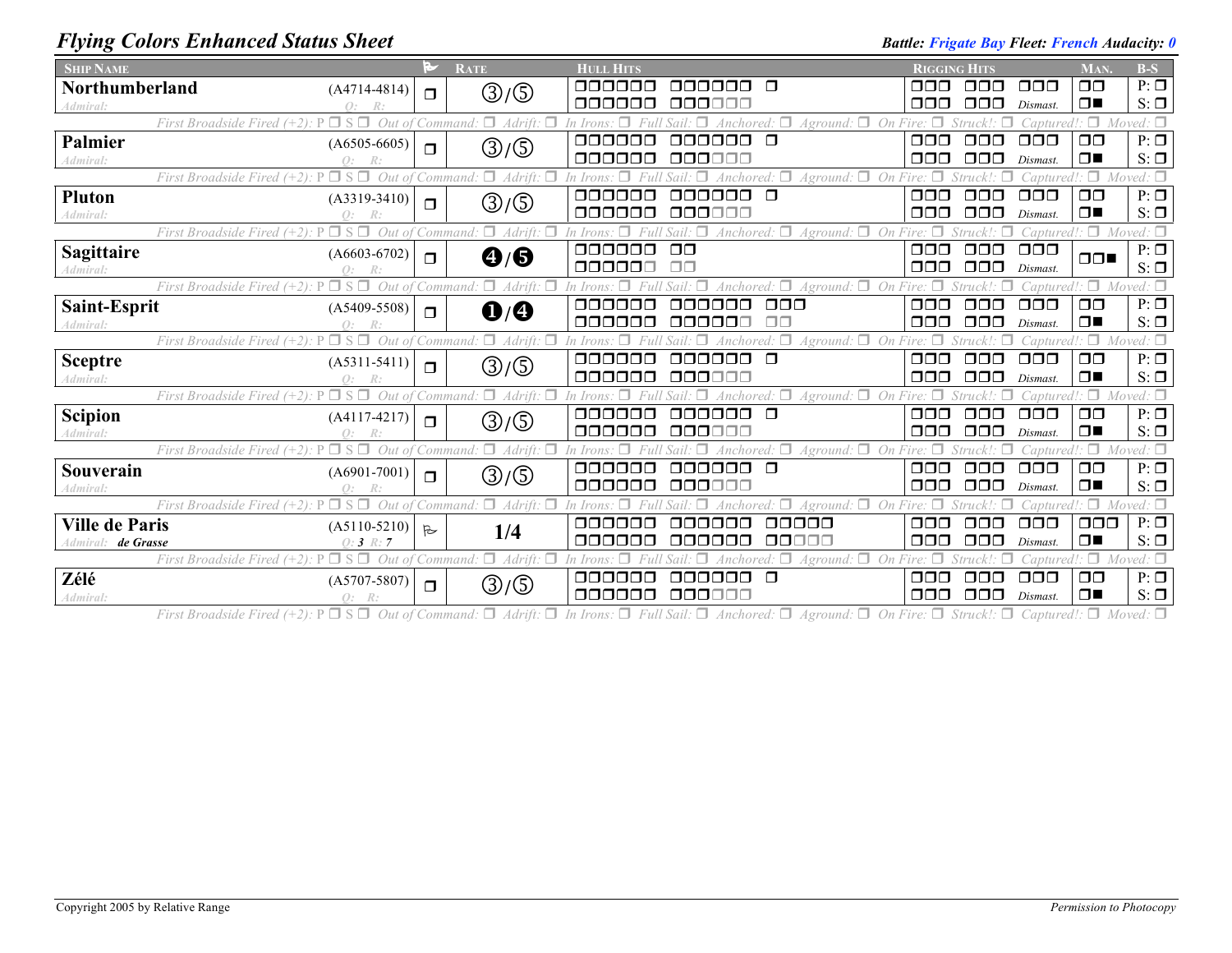## Flying Colors Enhanced Status Sheet

**Battle:** Frigate Bay **Fleet:** French **Audacity:** 0

| Ship Name | | Flag | Rate | Hull Hits | Rigging Hits | Man. | B-S |
|---|---|---|---|---|---|---|---|
| **Northumberland** Admiral: | (A4714-4814) Q: R: | ❐ | ③/⑤ | ❐❐❐❐❐❐ ❐❐❐❐❐❐ ❐ / ❐❐❐❐❐❐ ❐❐❐❐❐❐ | ❐❐❐ ❐❐❐ ❐❐❐ / ❐❐❐ ❐❐❐ Dismast. | ❐❐ / ❐■ | P: ❐ S: ❐ |
| First Broadside Fired (+2): P ❐ S ❐ Out of Command: ❐ Adrift: ❐ In Irons: ❐ Full Sail: ❐ Anchored: ❐ Aground: ❐ On Fire: ❐ Struck!: ❐ Captured!: ❐ Moved: ❐ | | | | | | | |
| **Palmier** Admiral: | (A6505-6605) Q: R: | ❐ | ③/⑤ | ❐❐❐❐❐❐ ❐❐❐❐❐❐ ❐ / ❐❐❐❐❐❐ ❐❐❐❐❐❐ | ❐❐❐ ❐❐❐ ❐❐❐ / ❐❐❐ ❐❐❐ Dismast. | ❐❐ / ❐■ | P: ❐ S: ❐ |
| First Broadside Fired (+2): P ❐ S ❐ Out of Command: ❐ Adrift: ❐ In Irons: ❐ Full Sail: ❐ Anchored: ❐ Aground: ❐ On Fire: ❐ Struck!: ❐ Captured!: ❐ Moved: ❐ | | | | | | | |
| **Pluton** Admiral: | (A3319-3410) Q: R: | ❐ | ③/⑤ | ❐❐❐❐❐❐ ❐❐❐❐❐❐ ❐ / ❐❐❐❐❐❐ ❐❐❐❐❐❐ | ❐❐❐ ❐❐❐ ❐❐❐ / ❐❐❐ ❐❐❐ Dismast. | ❐❐ / ❐■ | P: ❐ S: ❐ |
| First Broadside Fired (+2): P ❐ S ❐ Out of Command: ❐ Adrift: ❐ In Irons: ❐ Full Sail: ❐ Anchored: ❐ Aground: ❐ On Fire: ❐ Struck!: ❐ Captured!: ❐ Moved: ❐ | | | | | | | |
| **Sagittaire** Admiral: | (A6603-6702) Q: R: | ❐ | ❹/❺ | ❐❐❐❐❐❐ ❐❐ / ❐❐❐❐❐❐ ❐❐ | ❐❐❐ ❐❐❐ ❐❐❐ / ❐❐❐ ❐❐❐ Dismast. | ❐❐■ | P: ❐ S: ❐ |
| First Broadside Fired (+2): P ❐ S ❐ Out of Command: ❐ Adrift: ❐ In Irons: ❐ Full Sail: ❐ Anchored: ❐ Aground: ❐ On Fire: ❐ Struck!: ❐ Captured!: ❐ Moved: ❐ | | | | | | | |
| **Saint-Esprit** Admiral: | (A5409-5508) Q: R: | ❐ | ❶/❹ | ❐❐❐❐❐❐ ❐❐❐❐❐❐ ❐❐❐ / ❐❐❐❐❐❐ ❐❐❐❐❐❐ ❐❐ | ❐❐❐ ❐❐❐ ❐❐❐ / ❐❐❐ ❐❐❐ Dismast. | ❐❐ / ❐■ | P: ❐ S: ❐ |
| First Broadside Fired (+2): P ❐ S ❐ Out of Command: ❐ Adrift: ❐ In Irons: ❐ Full Sail: ❐ Anchored: ❐ Aground: ❐ On Fire: ❐ Struck!: ❐ Captured!: ❐ Moved: ❐ | | | | | | | |
| **Sceptre** Admiral: | (A5311-5411) Q: R: | ❐ | ③/⑤ | ❐❐❐❐❐❐ ❐❐❐❐❐❐ ❐ / ❐❐❐❐❐❐ ❐❐❐❐❐❐ | ❐❐❐ ❐❐❐ ❐❐❐ / ❐❐❐ ❐❐❐ Dismast. | ❐❐ / ❐■ | P: ❐ S: ❐ |
| First Broadside Fired (+2): P ❐ S ❐ Out of Command: ❐ Adrift: ❐ In Irons: ❐ Full Sail: ❐ Anchored: ❐ Aground: ❐ On Fire: ❐ Struck!: ❐ Captured!: ❐ Moved: ❐ | | | | | | | |
| **Scipion** Admiral: | (A4117-4217) Q: R: | ❐ | ③/⑤ | ❐❐❐❐❐❐ ❐❐❐❐❐❐ ❐ / ❐❐❐❐❐❐ ❐❐❐❐❐❐ | ❐❐❐ ❐❐❐ ❐❐❐ / ❐❐❐ ❐❐❐ Dismast. | ❐❐ / ❐■ | P: ❐ S: ❐ |
| First Broadside Fired (+2): P ❐ S ❐ Out of Command: ❐ Adrift: ❐ In Irons: ❐ Full Sail: ❐ Anchored: ❐ Aground: ❐ On Fire: ❐ Struck!: ❐ Captured!: ❐ Moved: ❐ | | | | | | | |
| **Souverain** Admiral: | (A6901-7001) Q: R: | ❐ | ③/⑤ | ❐❐❐❐❐❐ ❐❐❐❐❐❐ ❐ / ❐❐❐❐❐❐ ❐❐❐❐❐❐ | ❐❐❐ ❐❐❐ ❐❐❐ / ❐❐❐ ❐❐❐ Dismast. | ❐❐ / ❐■ | P: ❐ S: ❐ |
| First Broadside Fired (+2): P ❐ S ❐ Out of Command: ❐ Adrift: ❐ In Irons: ❐ Full Sail: ❐ Anchored: ❐ Aground: ❐ On Fire: ❐ Struck!: ❐ Captured!: ❐ Moved: ❐ | | | | | | | |
| **Ville de Paris** Admiral: **de Grasse** | (A5110-5210) Q: **3** R: **7** | ⚐ | **1/4** | ❐❐❐❐❐❐ ❐❐❐❐❐❐ ❐❐❐❐❐ / ❐❐❐❐❐❐ ❐❐❐❐❐❐ ❐❐❐❐❐ | ❐❐❐ ❐❐❐ ❐❐❐ / ❐❐❐ ❐❐❐ Dismast. | ❐❐❐ / ❐■ | P: ❐ S: ❐ |
| First Broadside Fired (+2): P ❐ S ❐ Out of Command: ❐ Adrift: ❐ In Irons: ❐ Full Sail: ❐ Anchored: ❐ Aground: ❐ On Fire: ❐ Struck!: ❐ Captured!: ❐ Moved: ❐ | | | | | | | |
| **Zélé** Admiral: | (A5707-5807) Q: R: | ❐ | ③/⑤ | ❐❐❐❐❐❐ ❐❐❐❐❐❐ ❐ / ❐❐❐❐❐❐ ❐❐❐❐❐❐ | ❐❐❐ ❐❐❐ ❐❐❐ / ❐❐❐ ❐❐❐ Dismast. | ❐❐ / ❐■ | P: ❐ S: ❐ |
| First Broadside Fired (+2): P ❐ S ❐ Out of Command: ❐ Adrift: ❐ In Irons: ❐ Full Sail: ❐ Anchored: ❐ Aground: ❐ On Fire: ❐ Struck!: ❐ Captured!: ❐ Moved: ❐ | | | | | | | |

Copyright 2005 by Relative Range

*Permission to Photocopy*